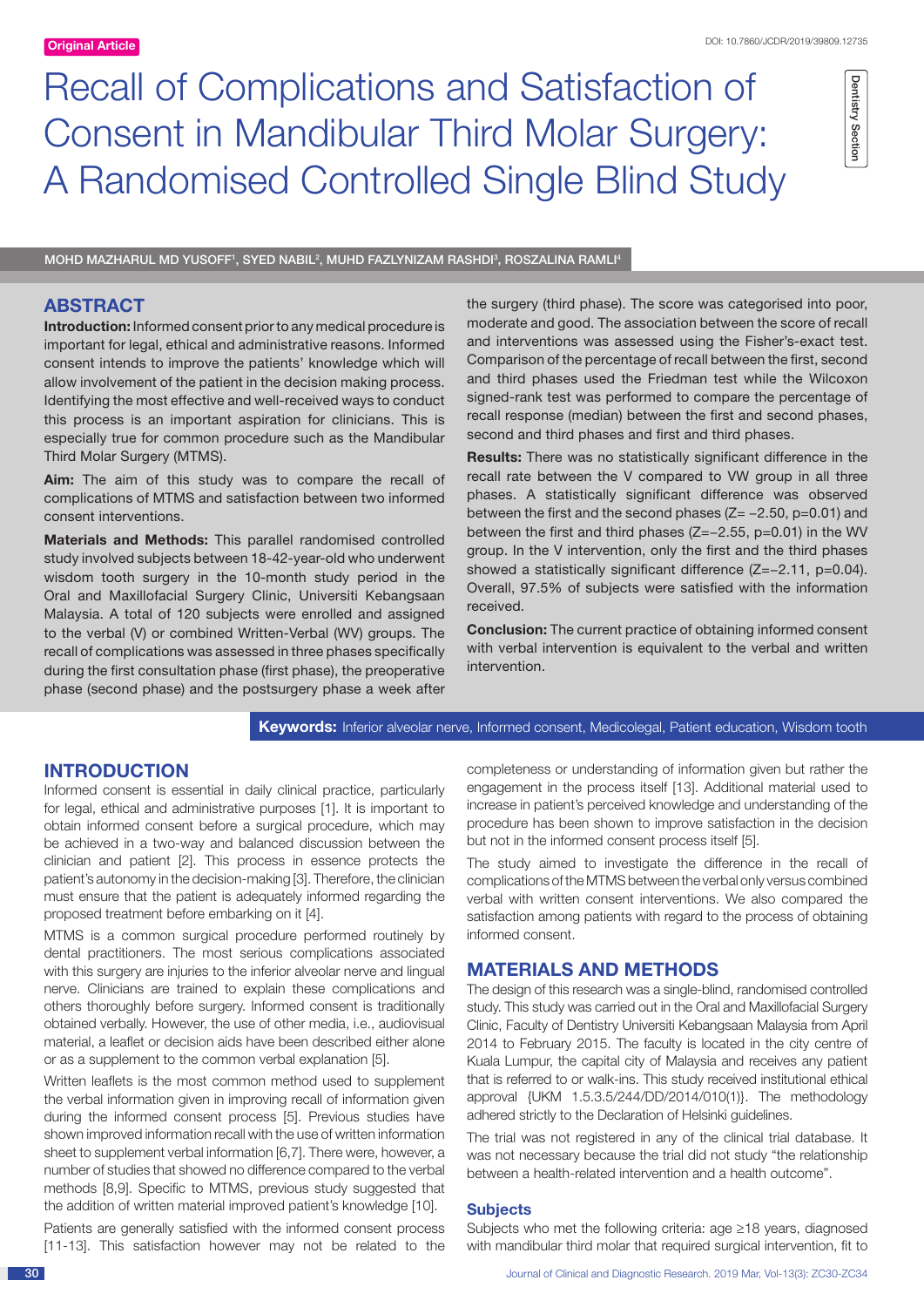Original Article

# Recall of Complications and Satisfaction of Consent in Mandibular Third Molar Surgery: A Randomised Controlled Single Blind Study

MOHD MAZHARUL MD YUSOFF[1], SYED NABIL[2], MUHD FAZLYNIZAM RASHDI[3], ROSZALINA RAMLI[4]

## ABSTRACT

**Introduction:** Informed consent prior to any medical procedure is important for legal, ethical and administrative reasons. Informed consent intends to improve the patients' knowledge which will allow involvement of the patient in the decision making process. Identifying the most effective and well-received ways to conduct this process is an important aspiration for clinicians. This is especially true for common procedure such as the Mandibular Third Molar Surgery (MTMS).

**Aim:** The aim of this study was to compare the recall of complications of MTMS and satisfaction between two informed consent interventions.

**Materials and Methods:** This parallel randomised controlled study involved subjects between 18-42-year-old who underwent wisdom tooth surgery in the 10-month study period in the Oral and Maxillofacial Surgery Clinic, Universiti Kebangsaan Malaysia. A total of 120 subjects were enrolled and assigned to the verbal (V) or combined Written-Verbal (WV) groups. The recall of complications was assessed in three phases specifically during the first consultation phase (first phase), the preoperative phase (second phase) and the postsurgery phase a week after the surgery (third phase). The score was categorised into poor, moderate and good. The association between the score of recall and interventions was assessed using the Fisher's-exact test. Comparison of the percentage of recall between the first, second and third phases used the Friedman test while the Wilcoxon signed-rank test was performed to compare the percentage of recall response (median) between the first and second phases, second and third phases and first and third phases.

**Results:** There was no statistically significant difference in the recall rate between the V compared to VW group in all three phases. A statistically significant difference was observed between the first and the second phases ($Z= -2.50$, $p=0.01$) and between the first and third phases ($Z=-2.55$, $p=0.01$) in the WV group. In the V intervention, only the first and the third phases showed a statistically significant difference ($Z=-2.11$, $p=0.04$). Overall, 97.5% of subjects were satisfied with the information received.

**Conclusion:** The current practice of obtaining informed consent with verbal intervention is equivalent to the verbal and written intervention.

**Keywords:** Inferior alveolar nerve, Informed consent, Medicolegal, Patient education, Wisdom tooth

## INTRODUCTION

Informed consent is essential in daily clinical practice, particularly for legal, ethical and administrative purposes [1]. It is important to obtain informed consent before a surgical procedure, which may be achieved in a two-way and balanced discussion between the clinician and patient [2]. This process in essence protects the patient's autonomy in the decision-making [3]. Therefore, the clinician must ensure that the patient is adequately informed regarding the proposed treatment before embarking on it [4].

MTMS is a common surgical procedure performed routinely by dental practitioners. The most serious complications associated with this surgery are injuries to the inferior alveolar nerve and lingual nerve. Clinicians are trained to explain these complications and others thoroughly before surgery. Informed consent is traditionally obtained verbally. However, the use of other media, i.e., audiovisual material, a leaflet or decision aids have been described either alone or as a supplement to the common verbal explanation [5].

Written leaflets is the most common method used to supplement the verbal information given in improving recall of information given during the informed consent process [5]. Previous studies have shown improved information recall with the use of written information sheet to supplement verbal information [6,7]. There were, however, a number of studies that showed no difference compared to the verbal methods [8,9]. Specific to MTMS, previous study suggested that the addition of written material improved patient's knowledge [10].

Patients are generally satisfied with the informed consent process [11-13]. This satisfaction however may not be related to the completeness or understanding of information given but rather the engagement in the process itself [13]. Additional material used to increase in patient's perceived knowledge and understanding of the procedure has been shown to improve satisfaction in the decision but not in the informed consent process itself [5].

The study aimed to investigate the difference in the recall of complications of the MTMS between the verbal only versus combined verbal with written consent interventions. We also compared the satisfaction among patients with regard to the process of obtaining informed consent.

## MATERIALS AND METHODS

The design of this research was a single-blind, randomised controlled study. This study was carried out in the Oral and Maxillofacial Surgery Clinic, Faculty of Dentistry Universiti Kebangsaan Malaysia from April 2014 to February 2015. The faculty is located in the city centre of Kuala Lumpur, the capital city of Malaysia and receives any patient that is referred to or walk-ins. This study received institutional ethical approval {UKM 1.5.3.5/244/DD/2014/010(1)}. The methodology adhered strictly to the Declaration of Helsinki guidelines.

The trial was not registered in any of the clinical trial database. It was not necessary because the trial did not study "the relationship between a health-related intervention and a health outcome".

### Subjects

Subjects who met the following criteria: age ≥18 years, diagnosed with mandibular third molar that required surgical intervention, fit to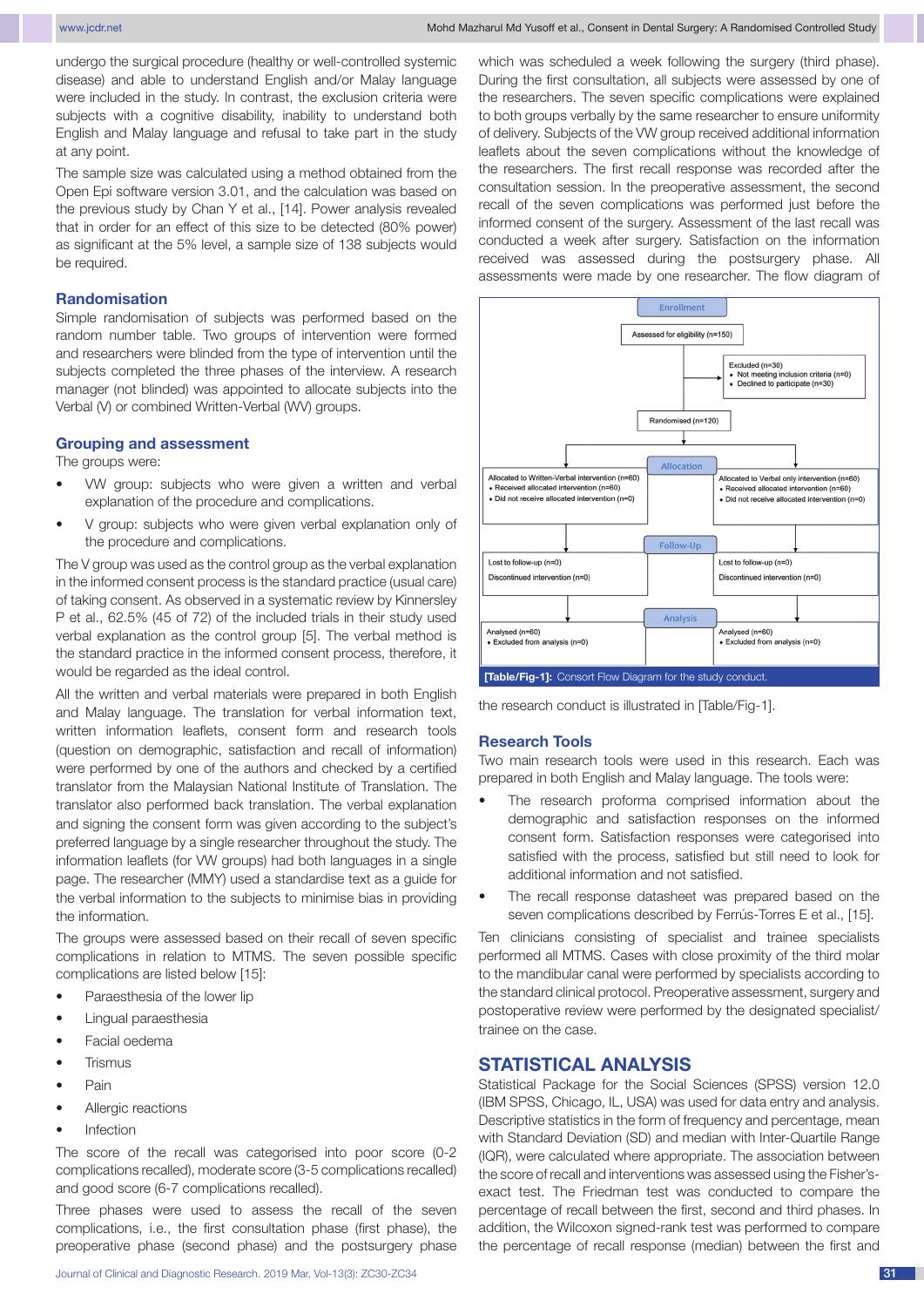undergo the surgical procedure (healthy or well-controlled systemic disease) and able to understand English and/or Malay language were included in the study. In contrast, the exclusion criteria were subjects with a cognitive disability, inability to understand both English and Malay language and refusal to take part in the study at any point.

The sample size was calculated using a method obtained from the Open Epi software version 3.01, and the calculation was based on the previous study by Chan Y et al., [14]. Power analysis revealed that in order for an effect of this size to be detected (80% power) as significant at the 5% level, a sample size of 138 subjects would be required.

## Randomisation

Simple randomisation of subjects was performed based on the random number table. Two groups of intervention were formed and researchers were blinded from the type of intervention until the subjects completed the three phases of the interview. A research manager (not blinded) was appointed to allocate subjects into the Verbal (V) or combined Written-Verbal (WV) groups.

## Grouping and assessment

The groups were:

- VW group: subjects who were given a written and verbal explanation of the procedure and complications.
- V group: subjects who were given verbal explanation only of the procedure and complications.

The V group was used as the control group as the verbal explanation in the informed consent process is the standard practice (usual care) of taking consent. As observed in a systematic review by Kinnersley P et al., 62.5% (45 of 72) of the included trials in their study used verbal explanation as the control group [5]. The verbal method is the standard practice in the informed consent process, therefore, it would be regarded as the ideal control.

All the written and verbal materials were prepared in both English and Malay language. The translation for verbal information text, written information leaflets, consent form and research tools (question on demographic, satisfaction and recall of information) were performed by one of the authors and checked by a certified translator from the Malaysian National Institute of Translation. The translator also performed back translation. The verbal explanation and signing the consent form was given according to the subject's preferred language by a single researcher throughout the study. The information leaflets (for VW groups) had both languages in a single page. The researcher (MMY) used a standardise text as a guide for the verbal information to the subjects to minimise bias in providing the information.

The groups were assessed based on their recall of seven specific complications in relation to MTMS. The seven possible specific complications are listed below [15]:

- Paraesthesia of the lower lip
- Lingual paraesthesia
- Facial oedema
- Trismus
- Pain
- Allergic reactions
- Infection

The score of the recall was categorised into poor score (0-2 complications recalled), moderate score (3-5 complications recalled) and good score (6-7 complications recalled).

Three phases were used to assess the recall of the seven complications, i.e., the first consultation phase (first phase), the preoperative phase (second phase) and the postsurgery phase which was scheduled a week following the surgery (third phase). During the first consultation, all subjects were assessed by one of the researchers. The seven specific complications were explained to both groups verbally by the same researcher to ensure uniformity of delivery. Subjects of the VW group received additional information leaflets about the seven complications without the knowledge of the researchers. The first recall response was recorded after the consultation session. In the preoperative assessment, the second recall of the seven complications was performed just before the informed consent of the surgery. Assessment of the last recall was conducted a week after surgery. Satisfaction on the information received was assessed during the postsurgery phase. All assessments were made by one researcher. The flow diagram of the research conduct is illustrated in [Table/Fig-1].

Enrollment
- Assessed for eligibility (n=150)
- Excluded (n=30): Not meeting inclusion criteria (n=0); Declined to participate (n=30)
- Randomised (n=120)

Allocation
- Allocated to Written-Verbal intervention (n=60): Received allocated intervention (n=60); Did not receive allocated intervention (n=0)
- Allocated to Verbal only intervention (n=60): Received allocated intervention (n=60); Did not receive allocated intervention (n=0)

Follow-Up
- Lost to follow-up (n=0); Discontinued intervention (n=0)
- Lost to follow-up (n=0); Discontinued intervention (n=0)

Analysis
- Analysed (n=60): Excluded from analysis (n=0)
- Analysed (n=60): Excluded from analysis (n=0)

**[Table/Fig-1]:** Consort Flow Diagram for the study conduct.

## Research Tools

Two main research tools were used in this research. Each was prepared in both English and Malay language. The tools were:

- The research proforma comprised information about the demographic and satisfaction responses on the informed consent form. Satisfaction responses were categorised into satisfied with the process, satisfied but still need to look for additional information and not satisfied.
- The recall response datasheet was prepared based on the seven complications described by Ferrús-Torres E et al., [15].

Ten clinicians consisting of specialist and trainee specialists performed all MTMS. Cases with close proximity of the third molar to the mandibular canal were performed by specialists according to the standard clinical protocol. Preoperative assessment, surgery and postoperative review were performed by the designated specialist/trainee on the case.

# STATISTICAL ANALYSIS

Statistical Package for the Social Sciences (SPSS) version 12.0 (IBM SPSS, Chicago, IL, USA) was used for data entry and analysis. Descriptive statistics in the form of frequency and percentage, mean with Standard Deviation (SD) and median with Inter-Quartile Range (IQR), were calculated where appropriate. The association between the score of recall and interventions was assessed using the Fisher's-exact test. The Friedman test was conducted to compare the percentage of recall between the first, second and third phases. In addition, the Wilcoxon signed-rank test was performed to compare the percentage of recall response (median) between the first and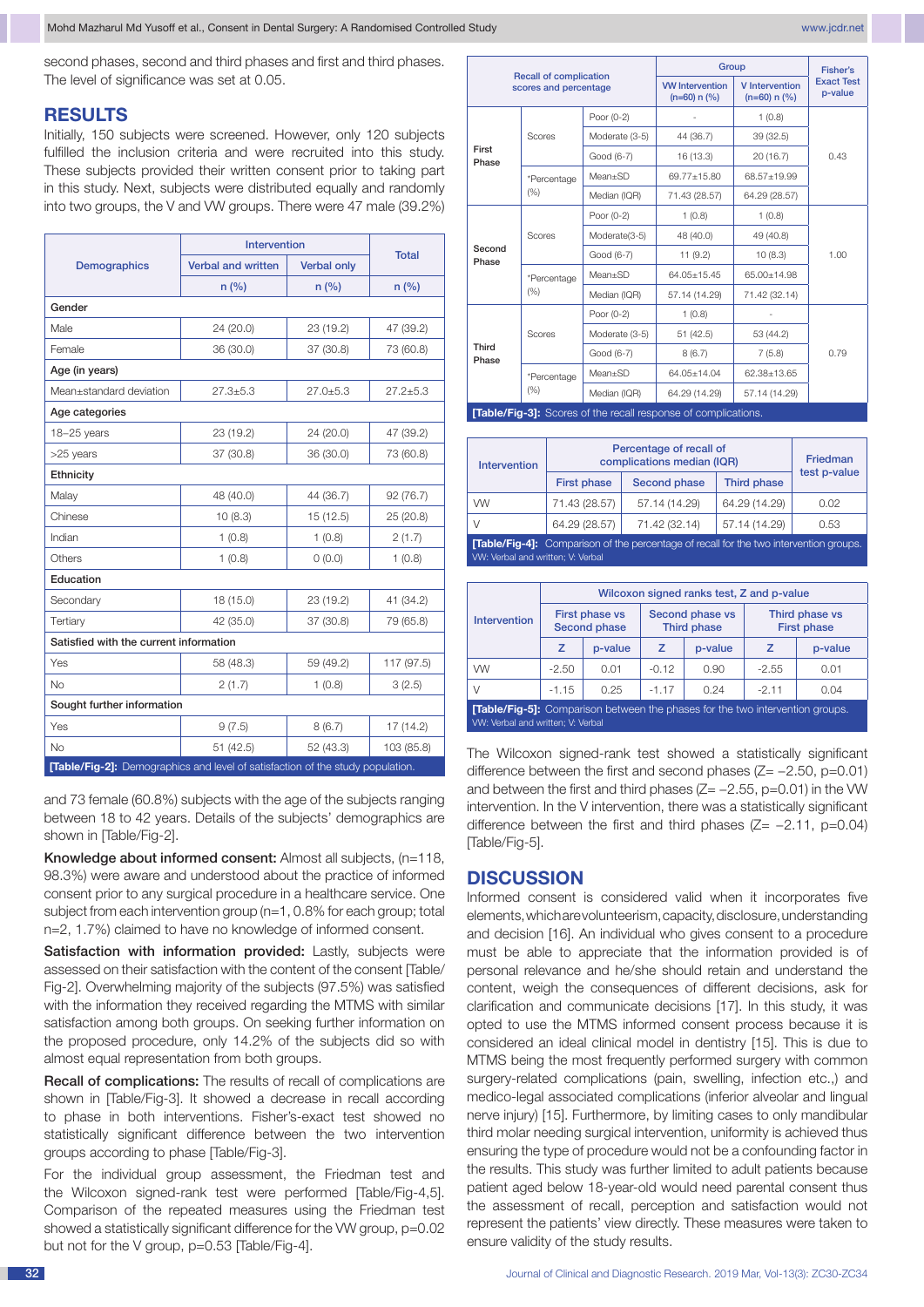second phases, second and third phases and first and third phases. The level of significance was set at 0.05.

## RESULTS

Initially, 150 subjects were screened. However, only 120 subjects fulfilled the inclusion criteria and were recruited into this study. These subjects provided their written consent prior to taking part in this study. Next, subjects were distributed equally and randomly into two groups, the V and VW groups. There were 47 male (39.2%) and 73 female (60.8%) subjects with the age of the subjects ranging between 18 to 42 years. Details of the subjects' demographics are shown in [Table/Fig-2].

| Demographics | Intervention | | Total |
|---|---|---|---|
| | Verbal and written | Verbal only | |
| | n (%) | n (%) | n (%) |
| **Gender** | | | |
| Male | 24 (20.0) | 23 (19.2) | 47 (39.2) |
| Female | 36 (30.0) | 37 (30.8) | 73 (60.8) |
| **Age (in years)** | | | |
| Mean±standard deviation | 27.3±5.3 | 27.0±5.3 | 27.2±5.3 |
| **Age categories** | | | |
| 18–25 years | 23 (19.2) | 24 (20.0) | 47 (39.2) |
| >25 years | 37 (30.8) | 36 (30.0) | 73 (60.8) |
| **Ethnicity** | | | |
| Malay | 48 (40.0) | 44 (36.7) | 92 (76.7) |
| Chinese | 10 (8.3) | 15 (12.5) | 25 (20.8) |
| Indian | 1 (0.8) | 1 (0.8) | 2 (1.7) |
| Others | 1 (0.8) | 0 (0.0) | 1 (0.8) |
| **Education** | | | |
| Secondary | 18 (15.0) | 23 (19.2) | 41 (34.2) |
| Tertiary | 42 (35.0) | 37 (30.8) | 79 (65.8) |
| **Satisfied with the current information** | | | |
| Yes | 58 (48.3) | 59 (49.2) | 117 (97.5) |
| No | 2 (1.7) | 1 (0.8) | 3 (2.5) |
| **Sought further information** | | | |
| Yes | 9 (7.5) | 8 (6.7) | 17 (14.2) |
| No | 51 (42.5) | 52 (43.3) | 103 (85.8) |

**[Table/Fig-2]:** Demographics and level of satisfaction of the study population.

**Knowledge about informed consent:** Almost all subjects, (n=118, 98.3%) were aware and understood about the practice of informed consent prior to any surgical procedure in a healthcare service. One subject from each intervention group (n=1, 0.8% for each group; total n=2, 1.7%) claimed to have no knowledge of informed consent.

**Satisfaction with information provided:** Lastly, subjects were assessed on their satisfaction with the content of the consent [Table/Fig-2]. Overwhelming majority of the subjects (97.5%) was satisfied with the information they received regarding the MTMS with similar satisfaction among both groups. On seeking further information on the proposed procedure, only 14.2% of the subjects did so with almost equal representation from both groups.

**Recall of complications:** The results of recall of complications are shown in [Table/Fig-3]. It showed a decrease in recall according to phase in both interventions. Fisher's-exact test showed no statistically significant difference between the two intervention groups according to phase [Table/Fig-3].

For the individual group assessment, the Friedman test and the Wilcoxon signed-rank test were performed [Table/Fig-4,5]. Comparison of the repeated measures using the Friedman test showed a statistically significant difference for the VW group, p=0.02 but not for the V group, p=0.53 [Table/Fig-4].

| Recall of complication scores and percentage | | | Group | | Fisher's Exact Test p-value |
|---|---|---|---|---|---|
| | | | VW Intervention (n=60) n (%) | V Intervention (n=60) n (%) | |
| First Phase | Scores | Poor (0-2) | - | 1 (0.8) | 0.43 |
| | | Moderate (3-5) | 44 (36.7) | 39 (32.5) | |
| | | Good (6-7) | 16 (13.3) | 20 (16.7) | |
| | *Percentage (%) | Mean±SD | 69.77±15.80 | 68.57±19.99 | |
| | | Median (IQR) | 71.43 (28.57) | 64.29 (28.57) | |
| Second Phase | Scores | Poor (0-2) | 1 (0.8) | 1 (0.8) | 1.00 |
| | | Moderate(3-5) | 48 (40.0) | 49 (40.8) | |
| | | Good (6-7) | 11 (9.2) | 10 (8.3) | |
| | *Percentage (%) | Mean±SD | 64.05±15.45 | 65.00±14.98 | |
| | | Median (IQR) | 57.14 (14.29) | 71.42 (32.14) | |
| Third Phase | Scores | Poor (0-2) | 1 (0.8) | - | 0.79 |
| | | Moderate (3-5) | 51 (42.5) | 53 (44.2) | |
| | | Good (6-7) | 8 (6.7) | 7 (5.8) | |
| | *Percentage (%) | Mean±SD | 64.05±14.04 | 62.38±13.65 | |
| | | Median (IQR) | 64.29 (14.29) | 57.14 (14.29) | |

**[Table/Fig-3]:** Scores of the recall response of complications.

| Intervention | Percentage of recall of complications median (IQR) | | | Friedman test p-value |
|---|---|---|---|---|
| | First phase | Second phase | Third phase | |
| VW | 71.43 (28.57) | 57.14 (14.29) | 64.29 (14.29) | 0.02 |
| V | 64.29 (28.57) | 71.42 (32.14) | 57.14 (14.29) | 0.53 |

**[Table/Fig-4]:** Comparison of the percentage of recall for the two intervention groups.
VW: Verbal and written; V: Verbal

| Intervention | Wilcoxon signed ranks test, Z and p-value | | | | | |
|---|---|---|---|---|---|---|
| | First phase vs Second phase | | Second phase vs Third phase | | Third phase vs First phase | |
| | Z | p-value | Z | p-value | Z | p-value |
| VW | -2.50 | 0.01 | -0.12 | 0.90 | -2.55 | 0.01 |
| V | -1.15 | 0.25 | -1.17 | 0.24 | -2.11 | 0.04 |

**[Table/Fig-5]:** Comparison between the phases for the two intervention groups.
VW: Verbal and written; V: Verbal

The Wilcoxon signed-rank test showed a statistically significant difference between the first and second phases (Z= −2.50, p=0.01) and between the first and third phases (Z= −2.55, p=0.01) in the VW intervention. In the V intervention, there was a statistically significant difference between the first and third phases (Z= −2.11, p=0.04) [Table/Fig-5].

## DISCUSSION

Informed consent is considered valid when it incorporates five elements, which are volunteerism, capacity, disclosure, understanding and decision [16]. An individual who gives consent to a procedure must be able to appreciate that the information provided is of personal relevance and he/she should retain and understand the content, weigh the consequences of different decisions, ask for clarification and communicate decisions [17]. In this study, it was opted to use the MTMS informed consent process because it is considered an ideal clinical model in dentistry [15]. This is due to MTMS being the most frequently performed surgery with common surgery-related complications (pain, swelling, infection etc.,) and medico-legal associated complications (inferior alveolar and lingual nerve injury) [15]. Furthermore, by limiting cases to only mandibular third molar needing surgical intervention, uniformity is achieved thus ensuring the type of procedure would not be a confounding factor in the results. This study was further limited to adult patients because patient aged below 18-year-old would need parental consent thus the assessment of recall, perception and satisfaction would not represent the patients' view directly. These measures were taken to ensure validity of the study results.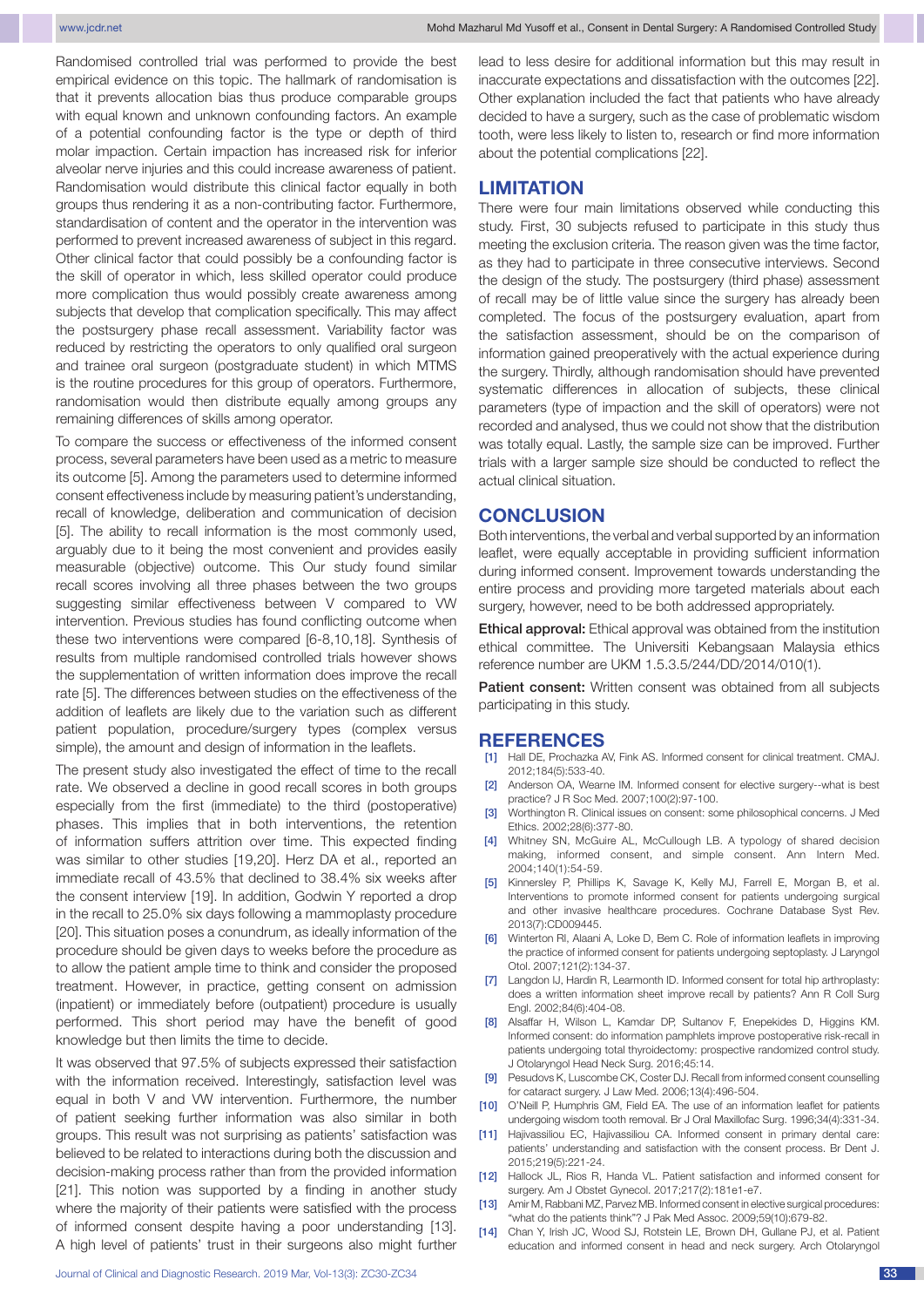Randomised controlled trial was performed to provide the best empirical evidence on this topic. The hallmark of randomisation is that it prevents allocation bias thus produce comparable groups with equal known and unknown confounding factors. An example of a potential confounding factor is the type or depth of third molar impaction. Certain impaction has increased risk for inferior alveolar nerve injuries and this could increase awareness of patient. Randomisation would distribute this clinical factor equally in both groups thus rendering it as a non-contributing factor. Furthermore, standardisation of content and the operator in the intervention was performed to prevent increased awareness of subject in this regard. Other clinical factor that could possibly be a confounding factor is the skill of operator in which, less skilled operator could produce more complication thus would possibly create awareness among subjects that develop that complication specifically. This may affect the postsurgery phase recall assessment. Variability factor was reduced by restricting the operators to only qualified oral surgeon and trainee oral surgeon (postgraduate student) in which MTMS is the routine procedures for this group of operators. Furthermore, randomisation would then distribute equally among groups any remaining differences of skills among operator.

To compare the success or effectiveness of the informed consent process, several parameters have been used as a metric to measure its outcome [5]. Among the parameters used to determine informed consent effectiveness include by measuring patient's understanding, recall of knowledge, deliberation and communication of decision [5]. The ability to recall information is the most commonly used, arguably due to it being the most convenient and provides easily measurable (objective) outcome. This Our study found similar recall scores involving all three phases between the two groups suggesting similar effectiveness between V compared to VW intervention. Previous studies has found conflicting outcome when these two interventions were compared [6-8,10,18]. Synthesis of results from multiple randomised controlled trials however shows the supplementation of written information does improve the recall rate [5]. The differences between studies on the effectiveness of the addition of leaflets are likely due to the variation such as different patient population, procedure/surgery types (complex versus simple), the amount and design of information in the leaflets.

The present study also investigated the effect of time to the recall rate. We observed a decline in good recall scores in both groups especially from the first (immediate) to the third (postoperative) phases. This implies that in both interventions, the retention of information suffers attrition over time. This expected finding was similar to other studies [19,20]. Herz DA et al., reported an immediate recall of 43.5% that declined to 38.4% six weeks after the consent interview [19]. In addition, Godwin Y reported a drop in the recall to 25.0% six days following a mammoplasty procedure [20]. This situation poses a conundrum, as ideally information of the procedure should be given days to weeks before the procedure as to allow the patient ample time to think and consider the proposed treatment. However, in practice, getting consent on admission (inpatient) or immediately before (outpatient) procedure is usually performed. This short period may have the benefit of good knowledge but then limits the time to decide.

It was observed that 97.5% of subjects expressed their satisfaction with the information received. Interestingly, satisfaction level was equal in both V and VW intervention. Furthermore, the number of patient seeking further information was also similar in both groups. This result was not surprising as patients' satisfaction was believed to be related to interactions during both the discussion and decision-making process rather than from the provided information [21]. This notion was supported by a finding in another study where the majority of their patients were satisfied with the process of informed consent despite having a poor understanding [13]. A high level of patients' trust in their surgeons also might further lead to less desire for additional information but this may result in inaccurate expectations and dissatisfaction with the outcomes [22]. Other explanation included the fact that patients who have already decided to have a surgery, such as the case of problematic wisdom tooth, were less likely to listen to, research or find more information about the potential complications [22].

## LIMITATION

There were four main limitations observed while conducting this study. First, 30 subjects refused to participate in this study thus meeting the exclusion criteria. The reason given was the time factor, as they had to participate in three consecutive interviews. Second the design of the study. The postsurgery (third phase) assessment of recall may be of little value since the surgery has already been completed. The focus of the postsurgery evaluation, apart from the satisfaction assessment, should be on the comparison of information gained preoperatively with the actual experience during the surgery. Thirdly, although randomisation should have prevented systematic differences in allocation of subjects, these clinical parameters (type of impaction and the skill of operators) were not recorded and analysed, thus we could not show that the distribution was totally equal. Lastly, the sample size can be improved. Further trials with a larger sample size should be conducted to reflect the actual clinical situation.

## CONCLUSION

Both interventions, the verbal and verbal supported by an information leaflet, were equally acceptable in providing sufficient information during informed consent. Improvement towards understanding the entire process and providing more targeted materials about each surgery, however, need to be both addressed appropriately.

**Ethical approval:** Ethical approval was obtained from the institution ethical committee. The Universiti Kebangsaan Malaysia ethics reference number are UKM 1.5.3.5/244/DD/2014/010(1).

**Patient consent:** Written consent was obtained from all subjects participating in this study.

## REFERENCES

[1] Hall DE, Prochazka AV, Fink AS. Informed consent for clinical treatment. CMAJ. 2012;184(5):533-40.

[2] Anderson OA, Wearne IM. Informed consent for elective surgery--what is best practice? J R Soc Med. 2007;100(2):97-100.

[3] Worthington R. Clinical issues on consent: some philosophical concerns. J Med Ethics. 2002;28(6):377-80.

[4] Whitney SN, McGuire AL, McCullough LB. A typology of shared decision making, informed consent, and simple consent. Ann Intern Med. 2004;140(1):54-59.

[5] Kinnersley P, Phillips K, Savage K, Kelly MJ, Farrell E, Morgan B, et al. Interventions to promote informed consent for patients undergoing surgical and other invasive healthcare procedures. Cochrane Database Syst Rev. 2013(7):CD009445.

[6] Winterton RI, Alaani A, Loke D, Bem C. Role of information leaflets in improving the practice of informed consent for patients undergoing septoplasty. J Laryngol Otol. 2007;121(2):134-37.

[7] Langdon IJ, Hardin R, Learmonth ID. Informed consent for total hip arthroplasty: does a written information sheet improve recall by patients? Ann R Coll Surg Engl. 2002;84(6):404-08.

[8] Alsaffar H, Wilson L, Kamdar DP, Sultanov F, Enepekides D, Higgins KM. Informed consent: do information pamphlets improve postoperative risk-recall in patients undergoing total thyroidectomy: prospective randomized control study. J Otolaryngol Head Neck Surg. 2016;45:14.

[9] Pesudovs K, Luscombe CK, Coster DJ. Recall from informed consent counselling for cataract surgery. J Law Med. 2006;13(4):496-504.

[10] O'Neill P, Humphris GM, Field EA. The use of an information leaflet for patients undergoing wisdom tooth removal. Br J Oral Maxillofac Surg. 1996;34(4):331-34.

[11] Hajivassiliou EC, Hajivassiliou CA. Informed consent in primary dental care: patients' understanding and satisfaction with the consent process. Br Dent J. 2015;219(5):221-24.

[12] Hallock JL, Rios R, Handa VL. Patient satisfaction and informed consent for surgery. Am J Obstet Gynecol. 2017;217(2):181e1-e7.

[13] Amir M, Rabbani MZ, Parvez MB. Informed consent in elective surgical procedures: "what do the patients think"? J Pak Med Assoc. 2009;59(10):679-82.

[14] Chan Y, Irish JC, Wood SJ, Rotstein LE, Brown DH, Gullane PJ, et al. Patient education and informed consent in head and neck surgery. Arch Otolaryngol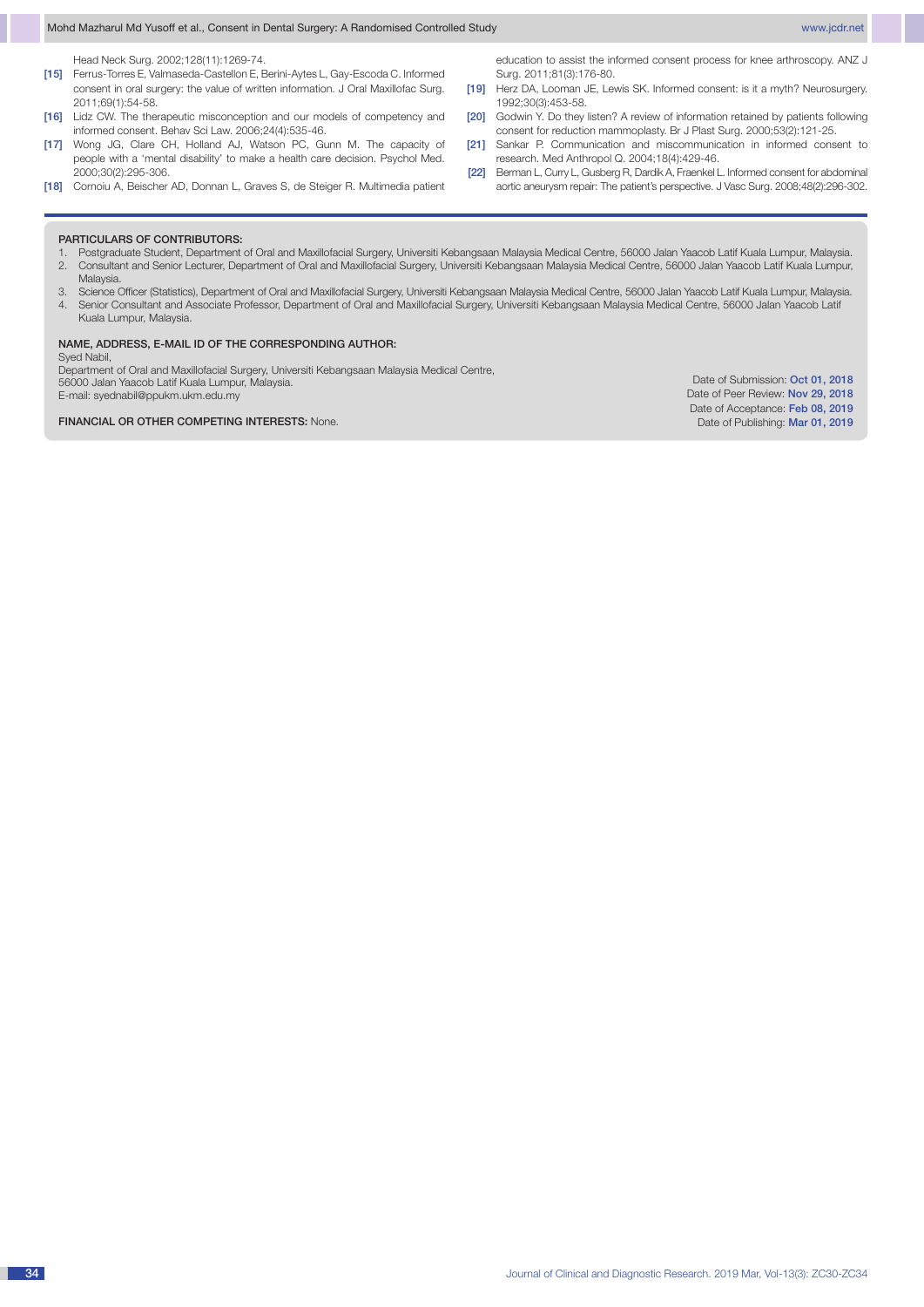Head Neck Surg. 2002;128(11):1269-74.

[15] Ferrus-Torres E, Valmaseda-Castellon E, Berini-Aytes L, Gay-Escoda C. Informed consent in oral surgery: the value of written information. J Oral Maxillofac Surg. 2011;69(1):54-58.

[16] Lidz CW. The therapeutic misconception and our models of competency and informed consent. Behav Sci Law. 2006;24(4):535-46.

[17] Wong JG, Clare CH, Holland AJ, Watson PC, Gunn M. The capacity of people with a 'mental disability' to make a health care decision. Psychol Med. 2000;30(2):295-306.

[18] Cornoiu A, Beischer AD, Donnan L, Graves S, de Steiger R. Multimedia patient education to assist the informed consent process for knee arthroscopy. ANZ J Surg. 2011;81(3):176-80.

[19] Herz DA, Looman JE, Lewis SK. Informed consent: is it a myth? Neurosurgery. 1992;30(3):453-58.

[20] Godwin Y. Do they listen? A review of information retained by patients following consent for reduction mammoplasty. Br J Plast Surg. 2000;53(2):121-25.

[21] Sankar P. Communication and miscommunication in informed consent to research. Med Anthropol Q. 2004;18(4):429-46.

[22] Berman L, Curry L, Gusberg R, Dardik A, Fraenkel L. Informed consent for abdominal aortic aneurysm repair: The patient's perspective. J Vasc Surg. 2008;48(2):296-302.

**PARTICULARS OF CONTRIBUTORS:**

1. Postgraduate Student, Department of Oral and Maxillofacial Surgery, Universiti Kebangsaan Malaysia Medical Centre, 56000 Jalan Yaacob Latif Kuala Lumpur, Malaysia.
2. Consultant and Senior Lecturer, Department of Oral and Maxillofacial Surgery, Universiti Kebangsaan Malaysia Medical Centre, 56000 Jalan Yaacob Latif Kuala Lumpur, Malaysia.
3. Science Officer (Statistics), Department of Oral and Maxillofacial Surgery, Universiti Kebangsaan Malaysia Medical Centre, 56000 Jalan Yaacob Latif Kuala Lumpur, Malaysia.
4. Senior Consultant and Associate Professor, Department of Oral and Maxillofacial Surgery, Universiti Kebangsaan Malaysia Medical Centre, 56000 Jalan Yaacob Latif Kuala Lumpur, Malaysia.

**NAME, ADDRESS, E-MAIL ID OF THE CORRESPONDING AUTHOR:**

Syed Nabil,
Department of Oral and Maxillofacial Surgery, Universiti Kebangsaan Malaysia Medical Centre,
56000 Jalan Yaacob Latif Kuala Lumpur, Malaysia.
E-mail: syednabil@ppukm.ukm.edu.my

**FINANCIAL OR OTHER COMPETING INTERESTS:** None.

Date of Submission: Oct 01, 2018
Date of Peer Review: Nov 29, 2018
Date of Acceptance: Feb 08, 2019
Date of Publishing: Mar 01, 2019